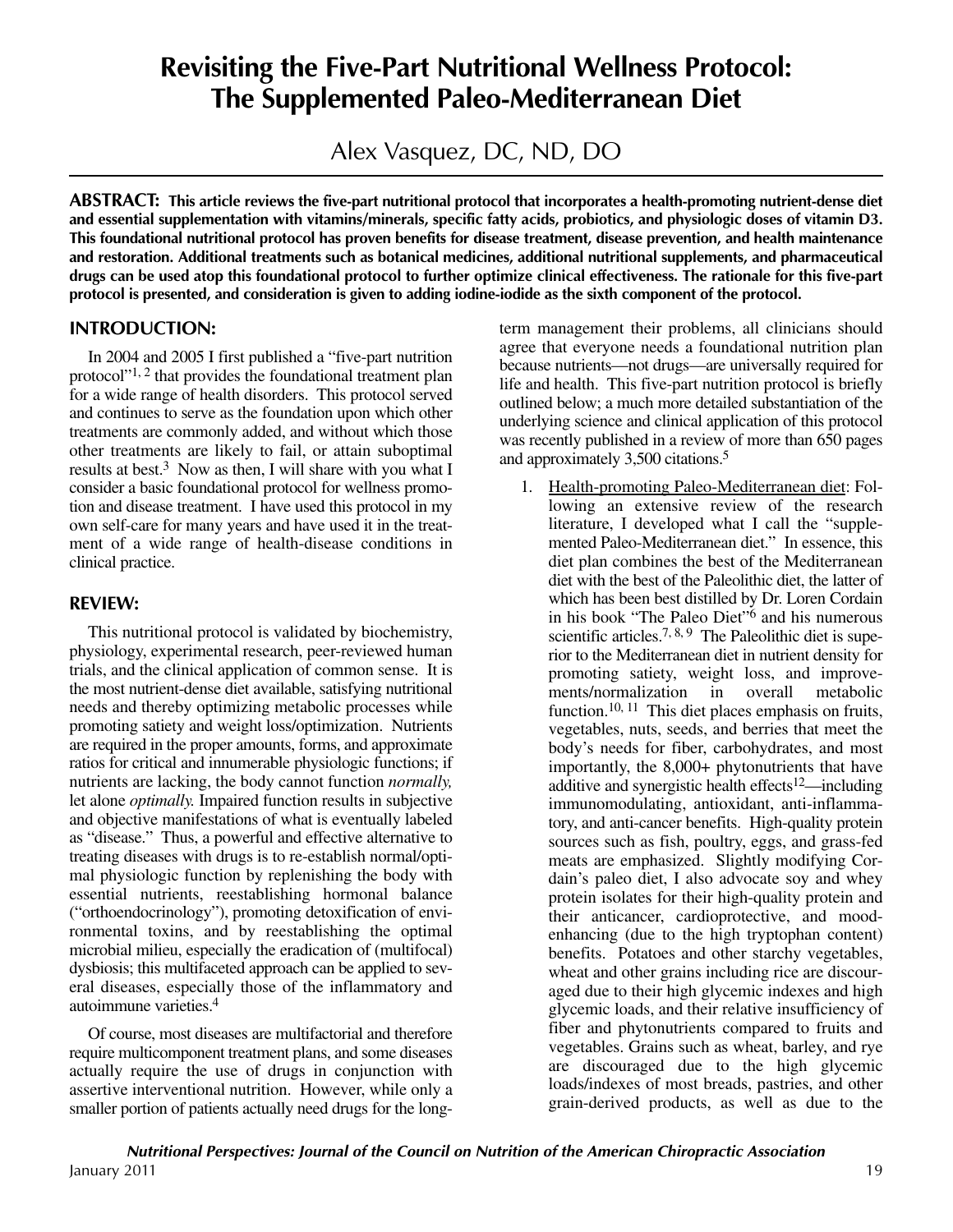# Revisiting the Five-Part Nutritional Wellness Protocol: The Supplemented Paleo-Mediterranean Diet

Alex Vasquez, DC, ND, DO

**ABSTRACT: This article reviews the five-part nutritional protocol that incorporates a health-promoting nutrient-dense diet and essential supplementation with vitamins/minerals, specific fatty acids, probiotics, and physiologic doses of vitamin D3. This foundational nutritional protocol has proven benefits for disease treatment, disease prevention, and health maintenance and restoration. Additional treatments such as botanical medicines, additional nutritional supplements, and pharmaceutical drugs can be used atop this foundational protocol to further optimize clinical effectiveness. The rationale for this five-part protocol is presented, and consideration is given to adding iodine-iodide as the sixth component of the protocol.**

## INTRODUCTION:

In 2004 and 2005 I first published a "five-part nutrition protocol"[1, 2] that provides the foundational treatment plan for a wide range of health disorders. This protocol served and continues to serve as the foundation upon which other treatments are commonly added, and without which those other treatments are likely to fail, or attain suboptimal results at best.[3] Now as then, I will share with you what I consider a basic foundational protocol for wellness promotion and disease treatment. I have used this protocol in my own self-care for many years and have used it in the treatment of a wide range of health-disease conditions in clinical practice.

## REVIEW:

This nutritional protocol is validated by biochemistry, physiology, experimental research, peer-reviewed human trials, and the clinical application of common sense. It is the most nutrient-dense diet available, satisfying nutritional needs and thereby optimizing metabolic processes while promoting satiety and weight loss/optimization. Nutrients are required in the proper amounts, forms, and approximate ratios for critical and innumerable physiologic functions; if nutrients are lacking, the body cannot function *normally,* let alone *optimally.* Impaired function results in subjective and objective manifestations of what is eventually labeled as "disease." Thus, a powerful and effective alternative to treating diseases with drugs is to re-establish normal/optimal physiologic function by replenishing the body with essential nutrients, reestablishing hormonal balance ("orthoendocrinology"), promoting detoxification of environmental toxins, and by reestablishing the optimal microbial milieu, especially the eradication of (multifocal) dysbiosis; this multifaceted approach can be applied to several diseases, especially those of the inflammatory and autoimmune varieties.[4]

Of course, most diseases are multifactorial and therefore require multicomponent treatment plans, and some diseases actually require the use of drugs in conjunction with assertive interventional nutrition. However, while only a smaller portion of patients actually need drugs for the long-term management their problems, all clinicians should agree that everyone needs a foundational nutrition plan because nutrients—not drugs—are universally required for life and health. This five-part nutrition protocol is briefly outlined below; a much more detailed substantiation of the underlying science and clinical application of this protocol was recently published in a review of more than 650 pages and approximately 3,500 citations.[5]

1. Health-promoting Paleo-Mediterranean diet: Following an extensive review of the research literature, I developed what I call the "supplemented Paleo-Mediterranean diet." In essence, this diet plan combines the best of the Mediterranean diet with the best of the Paleolithic diet, the latter of which has been best distilled by Dr. Loren Cordain in his book "The Paleo Diet"[6] and his numerous scientific articles.[7, 8, 9] The Paleolithic diet is superior to the Mediterranean diet in nutrient density for promoting satiety, weight loss, and improvements/normalization in overall metabolic function.[10, 11] This diet places emphasis on fruits, vegetables, nuts, seeds, and berries that meet the body's needs for fiber, carbohydrates, and most importantly, the 8,000+ phytonutrients that have additive and synergistic health effects[12]—including immunomodulating, antioxidant, anti-inflammatory, and anti-cancer benefits. High-quality protein sources such as fish, poultry, eggs, and grass-fed meats are emphasized. Slightly modifying Cordain's paleo diet, I also advocate soy and whey protein isolates for their high-quality protein and their anticancer, cardioprotective, and mood-enhancing (due to the high tryptophan content) benefits. Potatoes and other starchy vegetables, wheat and other grains including rice are discouraged due to their high glycemic indexes and high glycemic loads, and their relative insufficiency of fiber and phytonutrients compared to fruits and vegetables. Grains such as wheat, barley, and rye are discouraged due to the high glycemic loads/indexes of most breads, pastries, and other grain-derived products, as well as due to the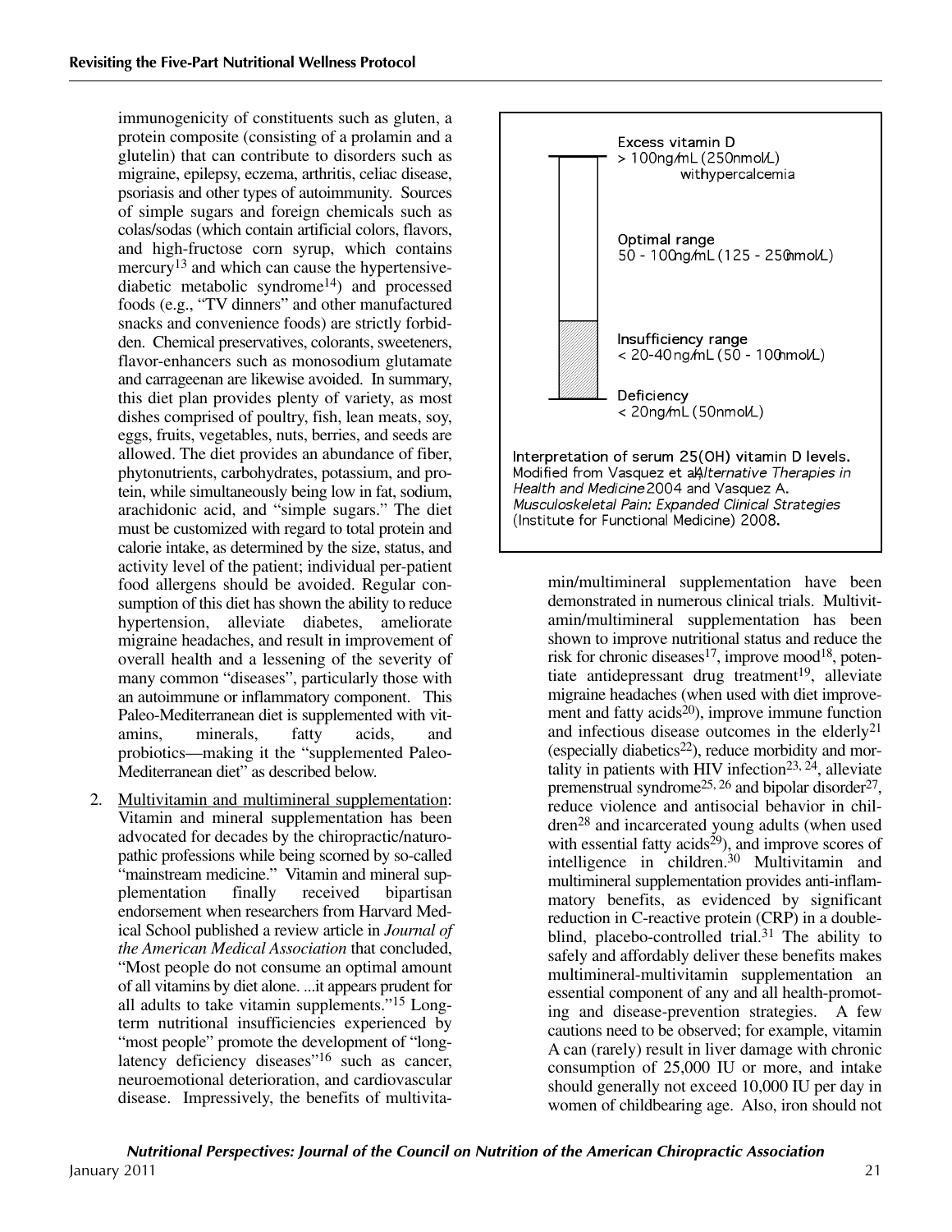immunogenicity of constituents such as gluten, a protein composite (consisting of a prolamin and a glutelin) that can contribute to disorders such as migraine, epilepsy, eczema, arthritis, celiac disease, psoriasis and other types of autoimmunity. Sources of simple sugars and foreign chemicals such as colas/sodas (which contain artificial colors, flavors, and high-fructose corn syrup, which contains mercury[13] and which can cause the hypertensive-diabetic metabolic syndrome[14]) and processed foods (e.g., "TV dinners" and other manufactured snacks and convenience foods) are strictly forbidden. Chemical preservatives, colorants, sweeteners, flavor-enhancers such as monosodium glutamate and carrageenan are likewise avoided. In summary, this diet plan provides plenty of variety, as most dishes comprised of poultry, fish, lean meats, soy, eggs, fruits, vegetables, nuts, berries, and seeds are allowed. The diet provides an abundance of fiber, phytonutrients, carbohydrates, potassium, and protein, while simultaneously being low in fat, sodium, arachidonic acid, and "simple sugars." The diet must be customized with regard to total protein and calorie intake, as determined by the size, status, and activity level of the patient; individual per-patient food allergens should be avoided. Regular consumption of this diet has shown the ability to reduce hypertension, alleviate diabetes, ameliorate migraine headaches, and result in improvement of overall health and a lessening of the severity of many common "diseases", particularly those with an autoimmune or inflammatory component. This Paleo-Mediterranean diet is supplemented with vitamins, minerals, fatty acids, and probiotics—making it the "supplemented Paleo-Mediterranean diet" as described below.

2. Multivitamin and multimineral supplementation: Vitamin and mineral supplementation has been advocated for decades by the chiropractic/naturopathic professions while being scorned by so-called "mainstream medicine." Vitamin and mineral supplementation finally received bipartisan endorsement when researchers from Harvard Medical School published a review article in *Journal of the American Medical Association* that concluded, "Most people do not consume an optimal amount of all vitamins by diet alone. ...it appears prudent for all adults to take vitamin supplements."[15] Long-term nutritional insufficiencies experienced by "most people" promote the development of "long-latency deficiency diseases"[16] such as cancer, neuroemotional deterioration, and cardiovascular disease. Impressively, the benefits of multivitamin/multimineral supplementation have been demonstrated in numerous clinical trials. Multivitamin/multimineral supplementation has been shown to improve nutritional status and reduce the risk for chronic diseases[17], improve mood[18], potentiate antidepressant drug treatment[19], alleviate migraine headaches (when used with diet improvement and fatty acids[20]), improve immune function and infectious disease outcomes in the elderly[21] (especially diabetics[22]), reduce morbidity and mortality in patients with HIV infection[23, 24], alleviate premenstrual syndrome[25, 26] and bipolar disorder[27], reduce violence and antisocial behavior in children[28] and incarcerated young adults (when used with essential fatty acids[29]), and improve scores of intelligence in children.[30] Multivitamin and multimineral supplementation provides anti-inflammatory benefits, as evidenced by significant reduction in C-reactive protein (CRP) in a double-blind, placebo-controlled trial.[31] The ability to safely and affordably deliver these benefits makes multimineral-multivitamin supplementation an essential component of any and all health-promoting and disease-prevention strategies. A few cautions need to be observed; for example, vitamin A can (rarely) result in liver damage with chronic consumption of 25,000 IU or more, and intake should generally not exceed 10,000 IU per day in women of childbearing age. Also, iron should not

Excess vitamin D
> 100ng/mL (250nmol/L) with hypercalcemia

Optimal range
50 - 100ng/mL (125 - 250nmol/L)

Insufficiency range
< 20-40 ng/mL (50 - 100nmol/L)

Deficiency
< 20ng/mL (50nmol/L)

Interpretation of serum 25(OH) vitamin D levels. Modified from Vasquez et al. *Alternative Therapies in Health and Medicine* 2004 and Vasquez A. *Musculoskeletal Pain: Expanded Clinical Strategies* (Institute for Functional Medicine) 2008.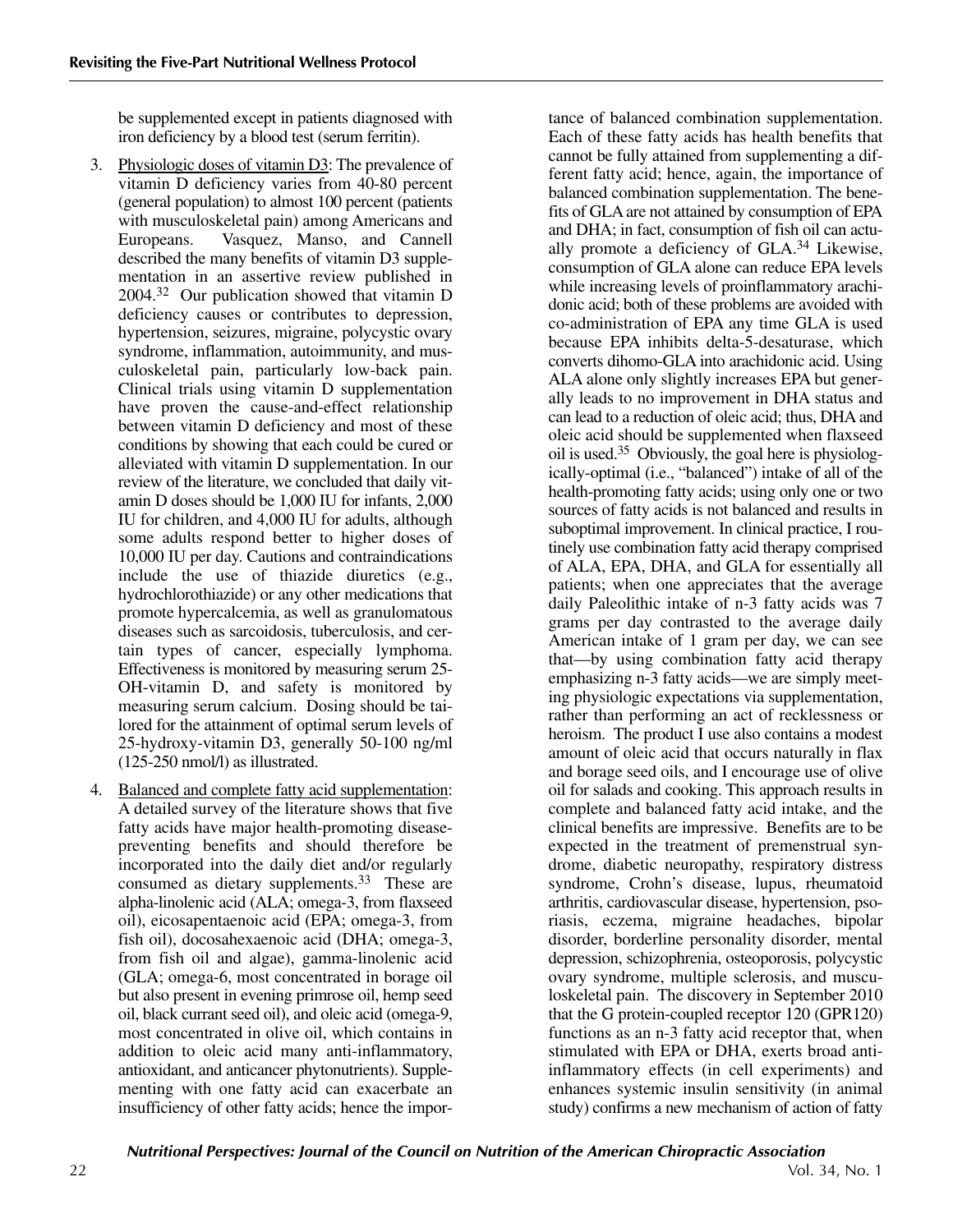be supplemented except in patients diagnosed with iron deficiency by a blood test (serum ferritin).

3. Physiologic doses of vitamin D3: The prevalence of vitamin D deficiency varies from 40-80 percent (general population) to almost 100 percent (patients with musculoskeletal pain) among Americans and Europeans. Vasquez, Manso, and Cannell described the many benefits of vitamin D3 supplementation in an assertive review published in 2004.[32] Our publication showed that vitamin D deficiency causes or contributes to depression, hypertension, seizures, migraine, polycystic ovary syndrome, inflammation, autoimmunity, and musculoskeletal pain, particularly low-back pain. Clinical trials using vitamin D supplementation have proven the cause-and-effect relationship between vitamin D deficiency and most of these conditions by showing that each could be cured or alleviated with vitamin D supplementation. In our review of the literature, we concluded that daily vitamin D doses should be 1,000 IU for infants, 2,000 IU for children, and 4,000 IU for adults, although some adults respond better to higher doses of 10,000 IU per day. Cautions and contraindications include the use of thiazide diuretics (e.g., hydrochlorothiazide) or any other medications that promote hypercalcemia, as well as granulomatous diseases such as sarcoidosis, tuberculosis, and certain types of cancer, especially lymphoma. Effectiveness is monitored by measuring serum 25-OH-vitamin D, and safety is monitored by measuring serum calcium. Dosing should be tailored for the attainment of optimal serum levels of 25-hydroxy-vitamin D3, generally 50-100 ng/ml (125-250 nmol/l) as illustrated.

4. Balanced and complete fatty acid supplementation: A detailed survey of the literature shows that five fatty acids have major health-promoting disease-preventing benefits and should therefore be incorporated into the daily diet and/or regularly consumed as dietary supplements.[33] These are alpha-linolenic acid (ALA; omega-3, from flaxseed oil), eicosapentaenoic acid (EPA; omega-3, from fish oil), docosahexaenoic acid (DHA; omega-3, from fish oil and algae), gamma-linolenic acid (GLA; omega-6, most concentrated in borage oil but also present in evening primrose oil, hemp seed oil, black currant seed oil), and oleic acid (omega-9, most concentrated in olive oil, which contains in addition to oleic acid many anti-inflammatory, antioxidant, and anticancer phytonutrients). Supplementing with one fatty acid can exacerbate an insufficiency of other fatty acids; hence the importance of balanced combination supplementation. Each of these fatty acids has health benefits that cannot be fully attained from supplementing a different fatty acid; hence, again, the importance of balanced combination supplementation. The benefits of GLA are not attained by consumption of EPA and DHA; in fact, consumption of fish oil can actually promote a deficiency of GLA.[34] Likewise, consumption of GLA alone can reduce EPA levels while increasing levels of proinflammatory arachidonic acid; both of these problems are avoided with co-administration of EPA any time GLA is used because EPA inhibits delta-5-desaturase, which converts dihomo-GLA into arachidonic acid. Using ALA alone only slightly increases EPA but generally leads to no improvement in DHA status and can lead to a reduction of oleic acid; thus, DHA and oleic acid should be supplemented when flaxseed oil is used.[35] Obviously, the goal here is physiologically-optimal (i.e., "balanced") intake of all of the health-promoting fatty acids; using only one or two sources of fatty acids is not balanced and results in suboptimal improvement. In clinical practice, I routinely use combination fatty acid therapy comprised of ALA, EPA, DHA, and GLA for essentially all patients; when one appreciates that the average daily Paleolithic intake of n-3 fatty acids was 7 grams per day contrasted to the average daily American intake of 1 gram per day, we can see that—by using combination fatty acid therapy emphasizing n-3 fatty acids—we are simply meeting physiologic expectations via supplementation, rather than performing an act of recklessness or heroism. The product I use also contains a modest amount of oleic acid that occurs naturally in flax and borage seed oils, and I encourage use of olive oil for salads and cooking. This approach results in complete and balanced fatty acid intake, and the clinical benefits are impressive. Benefits are to be expected in the treatment of premenstrual syndrome, diabetic neuropathy, respiratory distress syndrome, Crohn's disease, lupus, rheumatoid arthritis, cardiovascular disease, hypertension, psoriasis, eczema, migraine headaches, bipolar disorder, borderline personality disorder, mental depression, schizophrenia, osteoporosis, polycystic ovary syndrome, multiple sclerosis, and musculoskeletal pain. The discovery in September 2010 that the G protein-coupled receptor 120 (GPR120) functions as an n-3 fatty acid receptor that, when stimulated with EPA or DHA, exerts broad anti-inflammatory effects (in cell experiments) and enhances systemic insulin sensitivity (in animal study) confirms a new mechanism of action of fatty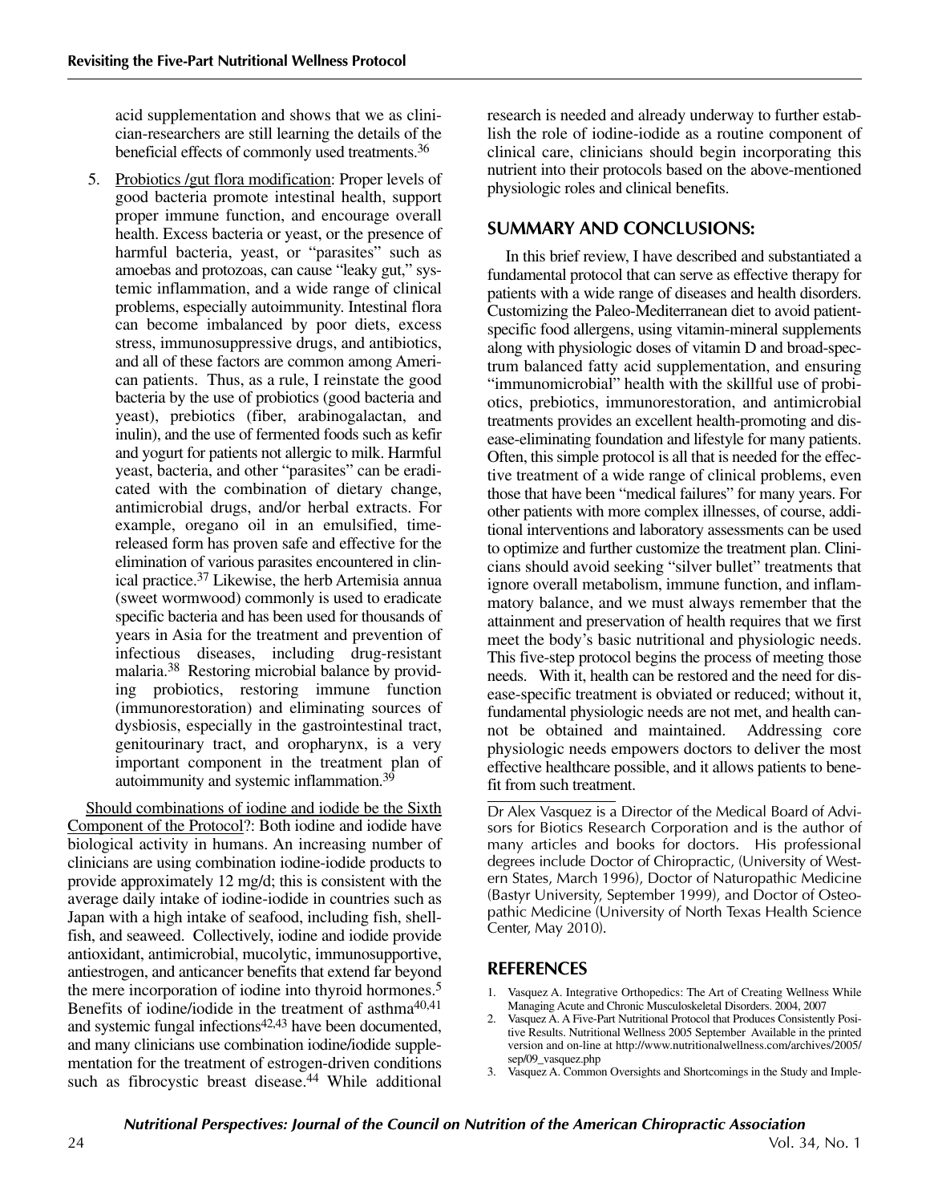acid supplementation and shows that we as clinician-researchers are still learning the details of the beneficial effects of commonly used treatments.[36]

5. Probiotics /gut flora modification: Proper levels of good bacteria promote intestinal health, support proper immune function, and encourage overall health. Excess bacteria or yeast, or the presence of harmful bacteria, yeast, or "parasites" such as amoebas and protozoas, can cause "leaky gut," systemic inflammation, and a wide range of clinical problems, especially autoimmunity. Intestinal flora can become imbalanced by poor diets, excess stress, immunosuppressive drugs, and antibiotics, and all of these factors are common among American patients. Thus, as a rule, I reinstate the good bacteria by the use of probiotics (good bacteria and yeast), prebiotics (fiber, arabinogalactan, and inulin), and the use of fermented foods such as kefir and yogurt for patients not allergic to milk. Harmful yeast, bacteria, and other "parasites" can be eradicated with the combination of dietary change, antimicrobial drugs, and/or herbal extracts. For example, oregano oil in an emulsified, time-released form has proven safe and effective for the elimination of various parasites encountered in clinical practice.[37] Likewise, the herb Artemisia annua (sweet wormwood) commonly is used to eradicate specific bacteria and has been used for thousands of years in Asia for the treatment and prevention of infectious diseases, including drug-resistant malaria.[38] Restoring microbial balance by providing probiotics, restoring immune function (immunorestoration) and eliminating sources of dysbiosis, especially in the gastrointestinal tract, genitourinary tract, and oropharynx, is a very important component in the treatment plan of autoimmunity and systemic inflammation.[39]

Should combinations of iodine and iodide be the Sixth Component of the Protocol?: Both iodine and iodide have biological activity in humans. An increasing number of clinicians are using combination iodine-iodide products to provide approximately 12 mg/d; this is consistent with the average daily intake of iodine-iodide in countries such as Japan with a high intake of seafood, including fish, shellfish, and seaweed. Collectively, iodine and iodide provide antioxidant, antimicrobial, mucolytic, immunosupportive, antiestrogen, and anticancer benefits that extend far beyond the mere incorporation of iodine into thyroid hormones.[5] Benefits of iodine/iodide in the treatment of asthma[40,41] and systemic fungal infections[42,43] have been documented, and many clinicians use combination iodine/iodide supplementation for the treatment of estrogen-driven conditions such as fibrocystic breast disease.[44] While additional research is needed and already underway to further establish the role of iodine-iodide as a routine component of clinical care, clinicians should begin incorporating this nutrient into their protocols based on the above-mentioned physiologic roles and clinical benefits.

## SUMMARY AND CONCLUSIONS:

In this brief review, I have described and substantiated a fundamental protocol that can serve as effective therapy for patients with a wide range of diseases and health disorders. Customizing the Paleo-Mediterranean diet to avoid patient-specific food allergens, using vitamin-mineral supplements along with physiologic doses of vitamin D and broad-spectrum balanced fatty acid supplementation, and ensuring "immunomicrobial" health with the skillful use of probiotics, prebiotics, immunorestoration, and antimicrobial treatments provides an excellent health-promoting and disease-eliminating foundation and lifestyle for many patients. Often, this simple protocol is all that is needed for the effective treatment of a wide range of clinical problems, even those that have been "medical failures" for many years. For other patients with more complex illnesses, of course, additional interventions and laboratory assessments can be used to optimize and further customize the treatment plan. Clinicians should avoid seeking "silver bullet" treatments that ignore overall metabolism, immune function, and inflammatory balance, and we must always remember that the attainment and preservation of health requires that we first meet the body's basic nutritional and physiologic needs. This five-step protocol begins the process of meeting those needs. With it, health can be restored and the need for disease-specific treatment is obviated or reduced; without it, fundamental physiologic needs are not met, and health cannot be obtained and maintained. Addressing core physiologic needs empowers doctors to deliver the most effective healthcare possible, and it allows patients to benefit from such treatment.

Dr Alex Vasquez is a Director of the Medical Board of Advisors for Biotics Research Corporation and is the author of many articles and books for doctors. His professional degrees include Doctor of Chiropractic, (University of Western States, March 1996), Doctor of Naturopathic Medicine (Bastyr University, September 1999), and Doctor of Osteopathic Medicine (University of North Texas Health Science Center, May 2010).

## REFERENCES

1. Vasquez A. Integrative Orthopedics: The Art of Creating Wellness While Managing Acute and Chronic Musculoskeletal Disorders. 2004, 2007
2. Vasquez A. A Five-Part Nutritional Protocol that Produces Consistently Positive Results. Nutritional Wellness 2005 September Available in the printed version and on-line at http://www.nutritionalwellness.com/archives/2005/sep/09_vasquez.php
3. Vasquez A. Common Oversights and Shortcomings in the Study and Imple-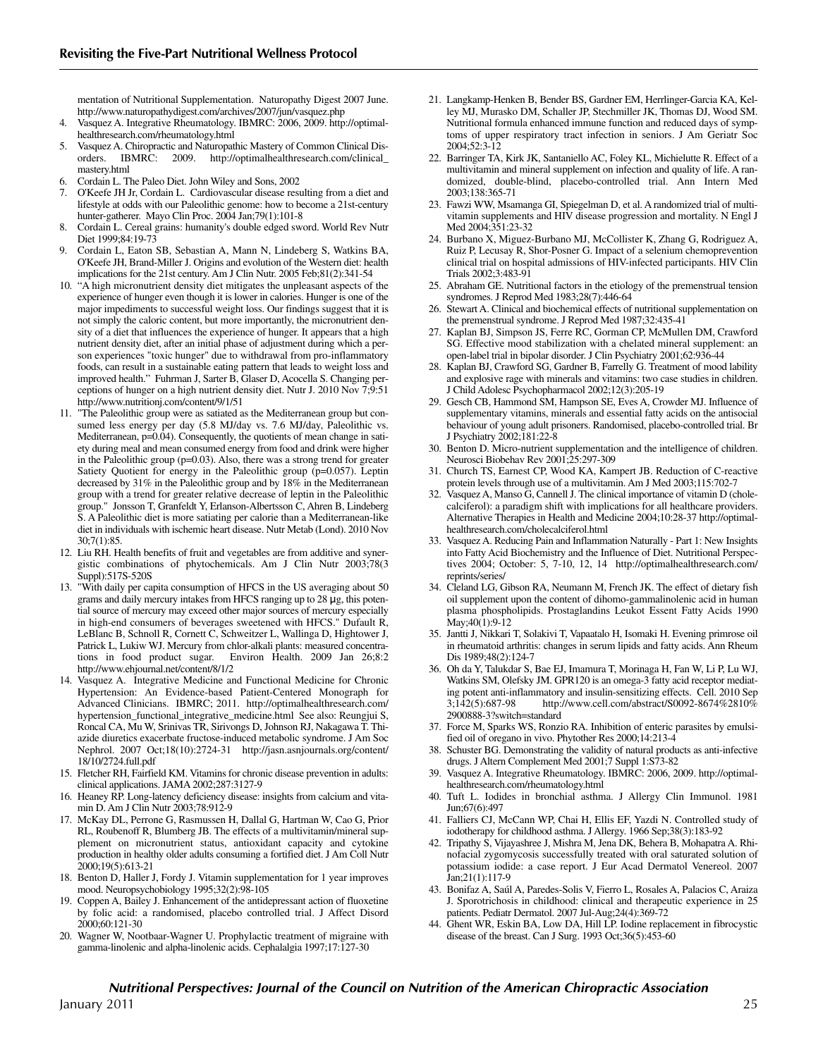mentation of Nutritional Supplementation. Naturopathy Digest 2007 June. http://www.naturopathydigest.com/archives/2007/jun/vasquez.php

4. Vasquez A. Integrative Rheumatology. IBMRC: 2006, 2009. http://optimalhealthresearch.com/rheumatology.html
5. Vasquez A. Chiropractic and Naturopathic Mastery of Common Clinical Disorders. IBMRC: 2009. http://optimalhealthresearch.com/clinical_mastery.html
6. Cordain L. The Paleo Diet. John Wiley and Sons, 2002
7. O'Keefe JH Jr, Cordain L. Cardiovascular disease resulting from a diet and lifestyle at odds with our Paleolithic genome: how to become a 21st-century hunter-gatherer. Mayo Clin Proc. 2004 Jan;79(1):101-8
8. Cordain L. Cereal grains: humanity's double edged sword. World Rev Nutr Diet 1999;84:19-73
9. Cordain L, Eaton SB, Sebastian A, Mann N, Lindeberg S, Watkins BA, O'Keefe JH, Brand-Miller J. Origins and evolution of the Western diet: health implications for the 21st century. Am J Clin Nutr. 2005 Feb;81(2):341-54
10. "A high micronutrient density diet mitigates the unpleasant aspects of the experience of hunger even though it is lower in calories. Hunger is one of the major impediments to successful weight loss. Our findings suggest that it is not simply the caloric content, but more importantly, the micronutrient density of a diet that influences the experience of hunger. It appears that a high nutrient density diet, after an initial phase of adjustment during which a person experiences "toxic hunger" due to withdrawal from pro-inflammatory foods, can result in a sustainable eating pattern that leads to weight loss and improved health." Fuhrman J, Sarter B, Glaser D, Acocella S. Changing perceptions of hunger on a high nutrient density diet. Nutr J. 2010 Nov 7;9:51 http://www.nutritionj.com/content/9/1/51
11. "The Paleolithic group were as satiated as the Mediterranean group but consumed less energy per day (5.8 MJ/day vs. 7.6 MJ/day, Paleolithic vs. Mediterranean, p=0.04). Consequently, the quotients of mean change in satiety during meal and mean consumed energy from food and drink were higher in the Paleolithic group (p=0.03). Also, there was a strong trend for greater Satiety Quotient for energy in the Paleolithic group (p=0.057). Leptin decreased by 31% in the Paleolithic group and by 18% in the Mediterranean group with a trend for greater relative decrease of leptin in the Paleolithic group." Jonsson T, Granfeldt Y, Erlanson-Albertsson C, Ahren B, Lindeberg S. A Paleolithic diet is more satiating per calorie than a Mediterranean-like diet in individuals with ischemic heart disease. Nutr Metab (Lond). 2010 Nov 30;7(1):85.
12. Liu RH. Health benefits of fruit and vegetables are from additive and synergistic combinations of phytochemicals. Am J Clin Nutr 2003;78(3 Suppl):517S-520S
13. "With daily per capita consumption of HFCS in the US averaging about 50 grams and daily mercury intakes from HFCS ranging up to 28 µg, this potential source of mercury may exceed other major sources of mercury especially in high-end consumers of beverages sweetened with HFCS." Dufault R, LeBlanc B, Schnoll R, Cornett C, Schweitzer L, Wallinga D, Hightower J, Patrick L, Lukiw WJ. Mercury from chlor-alkali plants: measured concentrations in food product sugar. Environ Health. 2009 Jan 26;8:2 http://www.ehjournal.net/content/8/1/2
14. Vasquez A. Integrative Medicine and Functional Medicine for Chronic Hypertension: An Evidence-based Patient-Centered Monograph for Advanced Clinicians. IBMRC; 2011. http://optimalhealthresearch.com/hypertension_functional_integrative_medicine.html See also: Reungjui S, Roncal CA, Mu W, Srinivas TR, Sirivongs D, Johnson RJ, Nakagawa T. Thiazide diuretics exacerbate fructose-induced metabolic syndrome. J Am Soc Nephrol. 2007 Oct;18(10):2724-31 http://jasn.asnjournals.org/content/18/10/2724.full.pdf
15. Fletcher RH, Fairfield KM. Vitamins for chronic disease prevention in adults: clinical applications. JAMA 2002;287:3127-9
16. Heaney RP. Long-latency deficiency disease: insights from calcium and vitamin D. Am J Clin Nutr 2003;78:912-9
17. McKay DL, Perrone G, Rasmussen H, Dallal G, Hartman W, Cao G, Prior RL, Roubenoff R, Blumberg JB. The effects of a multivitamin/mineral supplement on micronutrient status, antioxidant capacity and cytokine production in healthy older adults consuming a fortified diet. J Am Coll Nutr 2000;19(5):613-21
18. Benton D, Haller J, Fordy J. Vitamin supplementation for 1 year improves mood. Neuropsychobiology 1995;32(2):98-105
19. Coppen A, Bailey J. Enhancement of the antidepressant action of fluoxetine by folic acid: a randomised, placebo controlled trial. J Affect Disord 2000;60:121-30
20. Wagner W, Nootbaar-Wagner U. Prophylactic treatment of migraine with gamma-linolenic and alpha-linolenic acids. Cephalalgia 1997;17:127-30
21. Langkamp-Henken B, Bender BS, Gardner EM, Herrlinger-Garcia KA, Kelley MJ, Murasko DM, Schaller JP, Stechmiller JK, Thomas DJ, Wood SM. Nutritional formula enhanced immune function and reduced days of symptoms of upper respiratory tract infection in seniors. J Am Geriatr Soc 2004;52:3-12
22. Barringer TA, Kirk JK, Santaniello AC, Foley KL, Michielutte R. Effect of a multivitamin and mineral supplement on infection and quality of life. A randomized, double-blind, placebo-controlled trial. Ann Intern Med 2003;138:365-71
23. Fawzi WW, Msamanga GI, Spiegelman D, et al. A randomized trial of multivitamin supplements and HIV disease progression and mortality. N Engl J Med 2004;351:23-32
24. Burbano X, Miguez-Burbano MJ, McCollister K, Zhang G, Rodriguez A, Ruiz P, Lecusay R, Shor-Posner G. Impact of a selenium chemoprevention clinical trial on hospital admissions of HIV-infected participants. HIV Clin Trials 2002;3:483-91
25. Abraham GE. Nutritional factors in the etiology of the premenstrual tension syndromes. J Reprod Med 1983;28(7):446-64
26. Stewart A. Clinical and biochemical effects of nutritional supplementation on the premenstrual syndrome. J Reprod Med 1987;32:435-41
27. Kaplan BJ, Simpson JS, Ferre RC, Gorman CP, McMullen DM, Crawford SG. Effective mood stabilization with a chelated mineral supplement: an open-label trial in bipolar disorder. J Clin Psychiatry 2001;62:936-44
28. Kaplan BJ, Crawford SG, Gardner B, Farrelly G. Treatment of mood lability and explosive rage with minerals and vitamins: two case studies in children. J Child Adolesc Psychopharmacol 2002;12(3):205-19
29. Gesch CB, Hammond SM, Hampson SE, Eves A, Crowder MJ. Influence of supplementary vitamins, minerals and essential fatty acids on the antisocial behaviour of young adult prisoners. Randomised, placebo-controlled trial. Br J Psychiatry 2002;181:22-8
30. Benton D. Micro-nutrient supplementation and the intelligence of children. Neurosci Biobehav Rev 2001;25:297-309
31. Church TS, Earnest CP, Wood KA, Kampert JB. Reduction of C-reactive protein levels through use of a multivitamin. Am J Med 2003;115:702-7
32. Vasquez A, Manso G, Cannell J. The clinical importance of vitamin D (cholecalciferol): a paradigm shift with implications for all healthcare providers. Alternative Therapies in Health and Medicine 2004;10:28-37 http://optimalhealthresearch.com/cholecalciferol.html
33. Vasquez A. Reducing Pain and Inflammation Naturally - Part 1: New Insights into Fatty Acid Biochemistry and the Influence of Diet. Nutritional Perspectives 2004; October: 5, 7-10, 12, 14 http://optimalhealthresearch.com/reprints/series/
34. Cleland LG, Gibson RA, Neumann M, French JK. The effect of dietary fish oil supplement upon the content of dihomo-gammalinolenic acid in human plasma phospholipids. Prostaglandins Leukot Essent Fatty Acids 1990 May;40(1):9-12
35. Jantti J, Nikkari T, Solakivi T, Vapaatalo H, Isomaki H. Evening primrose oil in rheumatoid arthritis: changes in serum lipids and fatty acids. Ann Rheum Dis 1989;48(2):124-7
36. Oh da Y, Talukdar S, Bae EJ, Imamura T, Morinaga H, Fan W, Li P, Lu WJ, Watkins SM, Olefsky JM. GPR120 is an omega-3 fatty acid receptor mediating potent anti-inflammatory and insulin-sensitizing effects. Cell. 2010 Sep 3;142(5):687-98 http://www.cell.com/abstract/S0092-8674%2810%2900888-3?switch=standard
37. Force M, Sparks WS, Ronzio RA. Inhibition of enteric parasites by emulsified oil of oregano in vivo. Phytother Res 2000;14:213-4
38. Schuster BG. Demonstrating the validity of natural products as anti-infective drugs. J Altern Complement Med 2001;7 Suppl 1:S73-82
39. Vasquez A. Integrative Rheumatology. IBMRC: 2006, 2009. http://optimalhealthresearch.com/rheumatology.html
40. Tuft L. Iodides in bronchial asthma. J Allergy Clin Immunol. 1981 Jun;67(6):497
41. Falliers CJ, McCann WP, Chai H, Ellis EF, Yazdi N. Controlled study of iodotherapy for childhood asthma. J Allergy. 1966 Sep;38(3):183-92
42. Tripathy S, Vijayashree J, Mishra M, Jena DK, Behera B, Mohapatra A. Rhinofacial zygomycosis successfully treated with oral saturated solution of potassium iodide: a case report. J Eur Acad Dermatol Venereol. 2007 Jan;21(1):117-9
43. Bonifaz A, Saúl A, Paredes-Solis V, Fierro L, Rosales A, Palacios C, Araiza J. Sporotrichosis in childhood: clinical and therapeutic experience in 25 patients. Pediatr Dermatol. 2007 Jul-Aug;24(4):369-72
44. Ghent WR, Eskin BA, Low DA, Hill LP. Iodine replacement in fibrocystic disease of the breast. Can J Surg. 1993 Oct;36(5):453-60